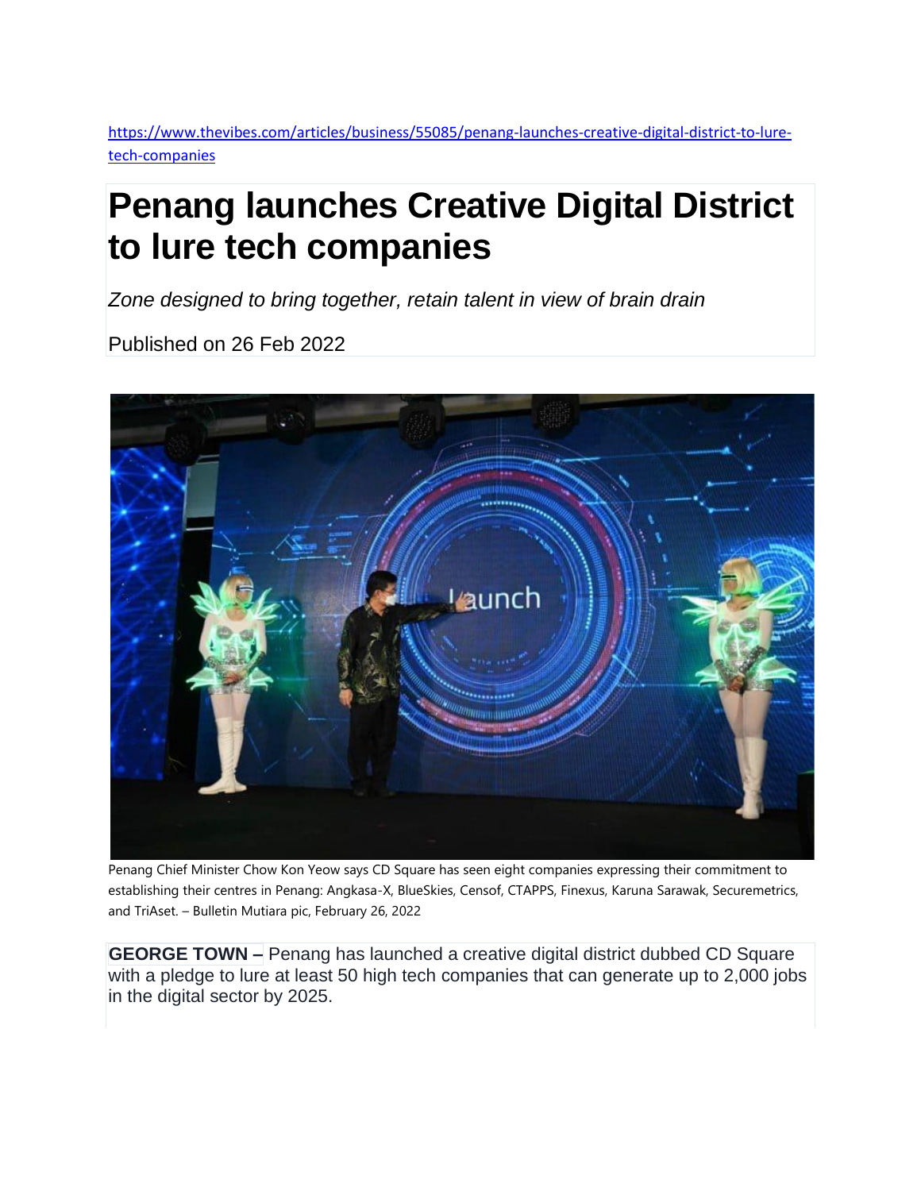https://www.thevibes.com/articles/business/55085/penang-launches-creative-digital-district-to-lure-tech-companies

# Penang launches Creative Digital District to lure tech companies

*Zone designed to bring together, retain talent in view of brain drain*

Published on 26 Feb 2022

Penang Chief Minister Chow Kon Yeow says CD Square has seen eight companies expressing their commitment to establishing their centres in Penang: Angkasa-X, BlueSkies, Censof, CTAPPS, Finexus, Karuna Sarawak, Securemetrics, and TriAset. – Bulletin Mutiara pic, February 26, 2022

**GEORGE TOWN –** Penang has launched a creative digital district dubbed CD Square with a pledge to lure at least 50 high tech companies that can generate up to 2,000 jobs in the digital sector by 2025.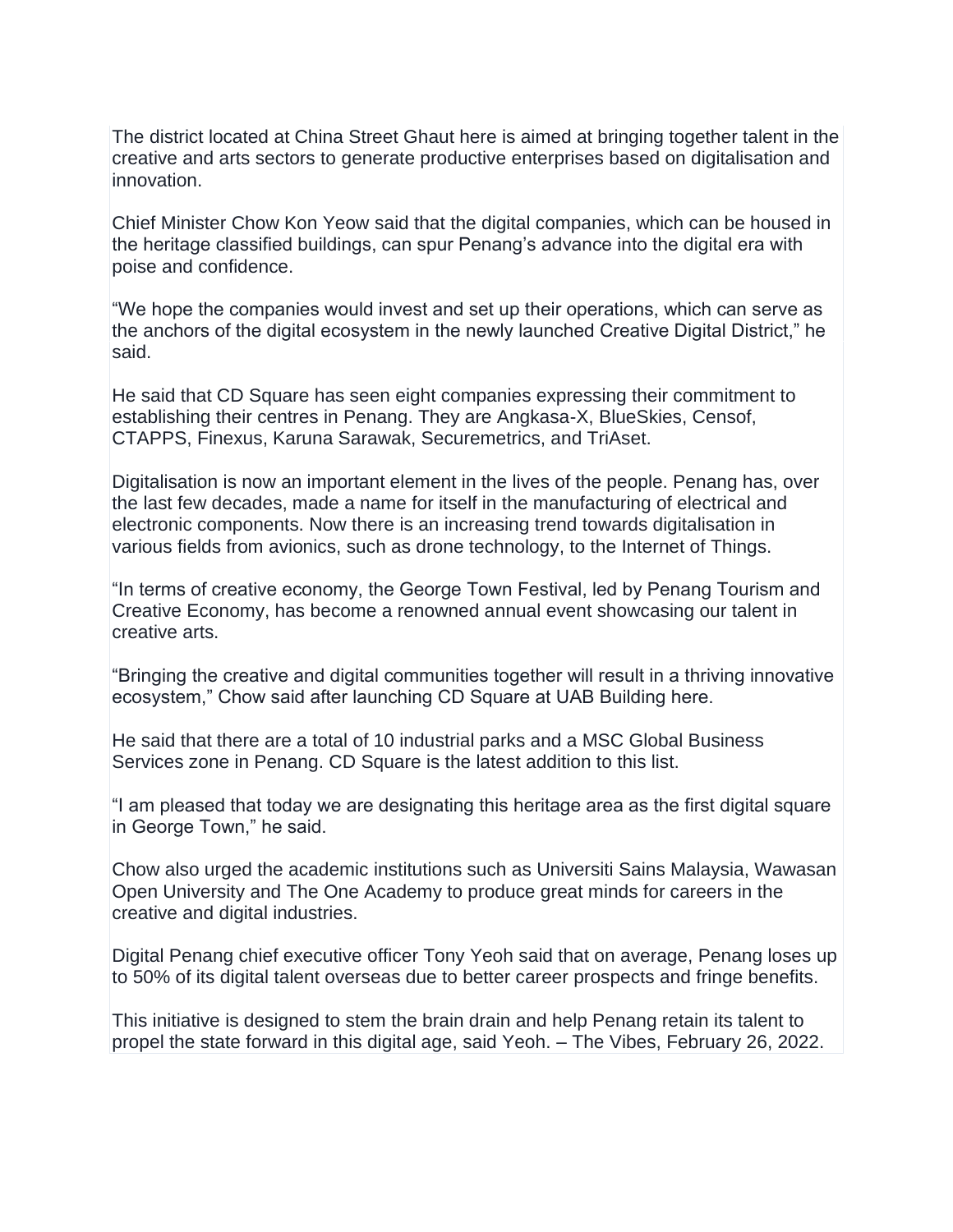The district located at China Street Ghaut here is aimed at bringing together talent in the creative and arts sectors to generate productive enterprises based on digitalisation and innovation.

Chief Minister Chow Kon Yeow said that the digital companies, which can be housed in the heritage classified buildings, can spur Penang's advance into the digital era with poise and confidence.

"We hope the companies would invest and set up their operations, which can serve as the anchors of the digital ecosystem in the newly launched Creative Digital District," he said.

He said that CD Square has seen eight companies expressing their commitment to establishing their centres in Penang. They are Angkasa-X, BlueSkies, Censof, CTAPPS, Finexus, Karuna Sarawak, Securemetrics, and TriAset.

Digitalisation is now an important element in the lives of the people. Penang has, over the last few decades, made a name for itself in the manufacturing of electrical and electronic components. Now there is an increasing trend towards digitalisation in various fields from avionics, such as drone technology, to the Internet of Things.

"In terms of creative economy, the George Town Festival, led by Penang Tourism and Creative Economy, has become a renowned annual event showcasing our talent in creative arts.

"Bringing the creative and digital communities together will result in a thriving innovative ecosystem," Chow said after launching CD Square at UAB Building here.

He said that there are a total of 10 industrial parks and a MSC Global Business Services zone in Penang. CD Square is the latest addition to this list.

"I am pleased that today we are designating this heritage area as the first digital square in George Town," he said.

Chow also urged the academic institutions such as Universiti Sains Malaysia, Wawasan Open University and The One Academy to produce great minds for careers in the creative and digital industries.

Digital Penang chief executive officer Tony Yeoh said that on average, Penang loses up to 50% of its digital talent overseas due to better career prospects and fringe benefits.

This initiative is designed to stem the brain drain and help Penang retain its talent to propel the state forward in this digital age, said Yeoh. – The Vibes, February 26, 2022.